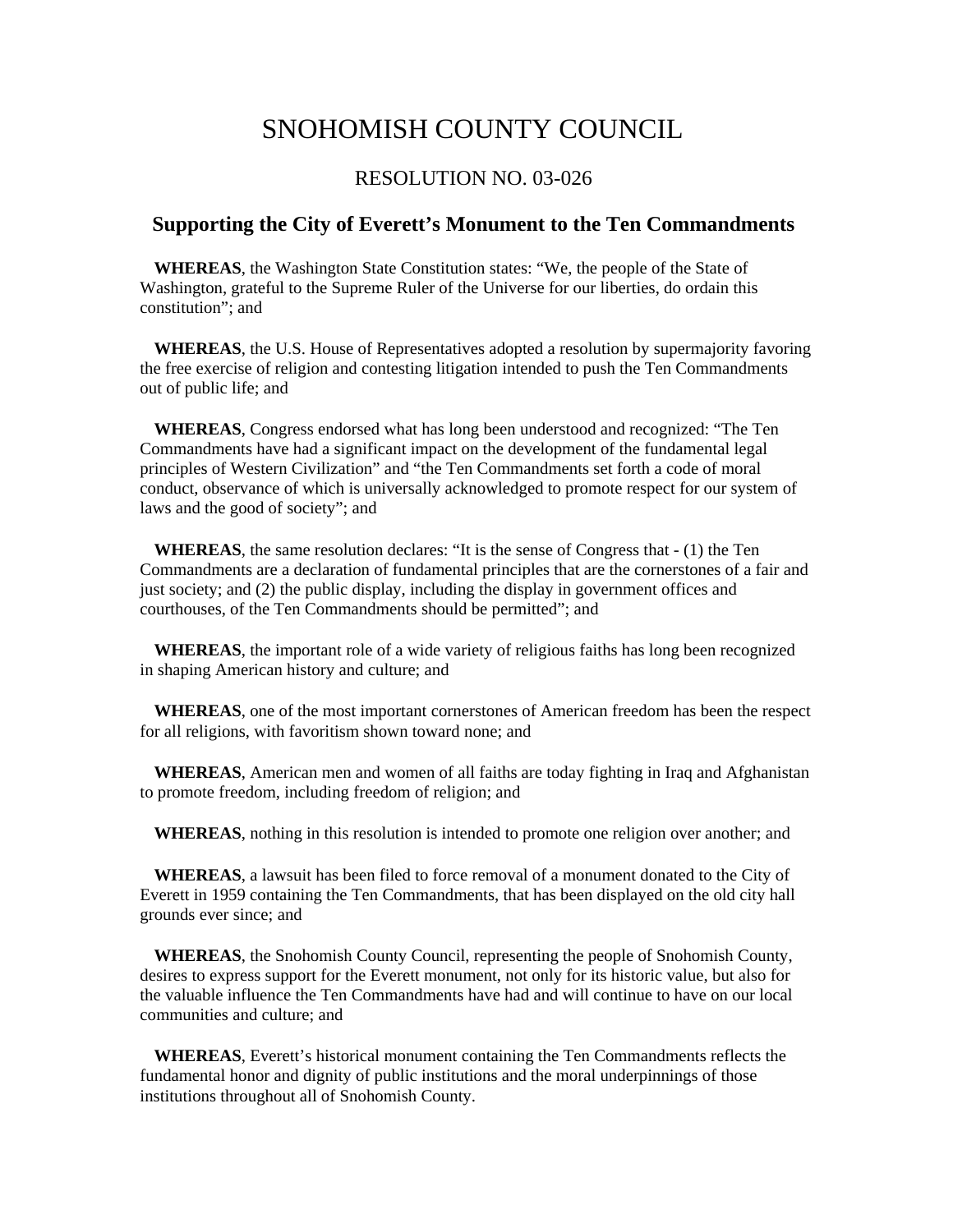# SNOHOMISH COUNTY COUNCIL

## RESOLUTION NO. 03-026

### Supporting the City of Everett's Monument to the Ten Commandments

**WHEREAS**, the Washington State Constitution states: "We, the people of the State of Washington, grateful to the Supreme Ruler of the Universe for our liberties, do ordain this constitution"; and

**WHEREAS**, the U.S. House of Representatives adopted a resolution by supermajority favoring the free exercise of religion and contesting litigation intended to push the Ten Commandments out of public life; and

**WHEREAS**, Congress endorsed what has long been understood and recognized: "The Ten Commandments have had a significant impact on the development of the fundamental legal principles of Western Civilization" and "the Ten Commandments set forth a code of moral conduct, observance of which is universally acknowledged to promote respect for our system of laws and the good of society"; and

**WHEREAS**, the same resolution declares: "It is the sense of Congress that - (1) the Ten Commandments are a declaration of fundamental principles that are the cornerstones of a fair and just society; and (2) the public display, including the display in government offices and courthouses, of the Ten Commandments should be permitted"; and

**WHEREAS**, the important role of a wide variety of religious faiths has long been recognized in shaping American history and culture; and

**WHEREAS**, one of the most important cornerstones of American freedom has been the respect for all religions, with favoritism shown toward none; and

**WHEREAS**, American men and women of all faiths are today fighting in Iraq and Afghanistan to promote freedom, including freedom of religion; and

**WHEREAS**, nothing in this resolution is intended to promote one religion over another; and

**WHEREAS**, a lawsuit has been filed to force removal of a monument donated to the City of Everett in 1959 containing the Ten Commandments, that has been displayed on the old city hall grounds ever since; and

**WHEREAS**, the Snohomish County Council, representing the people of Snohomish County, desires to express support for the Everett monument, not only for its historic value, but also for the valuable influence the Ten Commandments have had and will continue to have on our local communities and culture; and

**WHEREAS**, Everett's historical monument containing the Ten Commandments reflects the fundamental honor and dignity of public institutions and the moral underpinnings of those institutions throughout all of Snohomish County.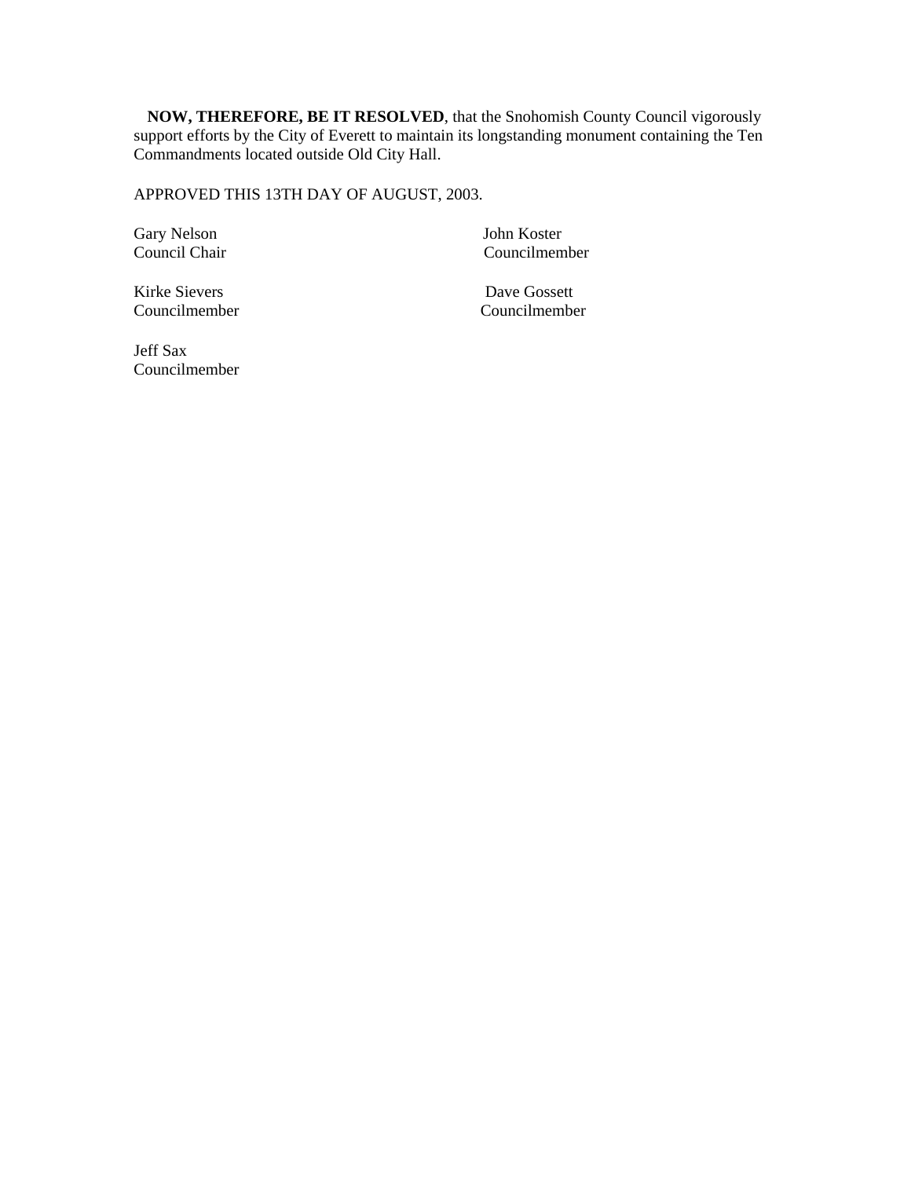**NOW, THEREFORE, BE IT RESOLVED**, that the Snohomish County Council vigorously support efforts by the City of Everett to maintain its longstanding monument containing the Ten Commandments located outside Old City Hall.

APPROVED THIS 13TH DAY OF AUGUST, 2003.

Gary Nelson
Council Chair

John Koster
Councilmember

Kirke Sievers
Councilmember

Dave Gossett
Councilmember

Jeff Sax
Councilmember